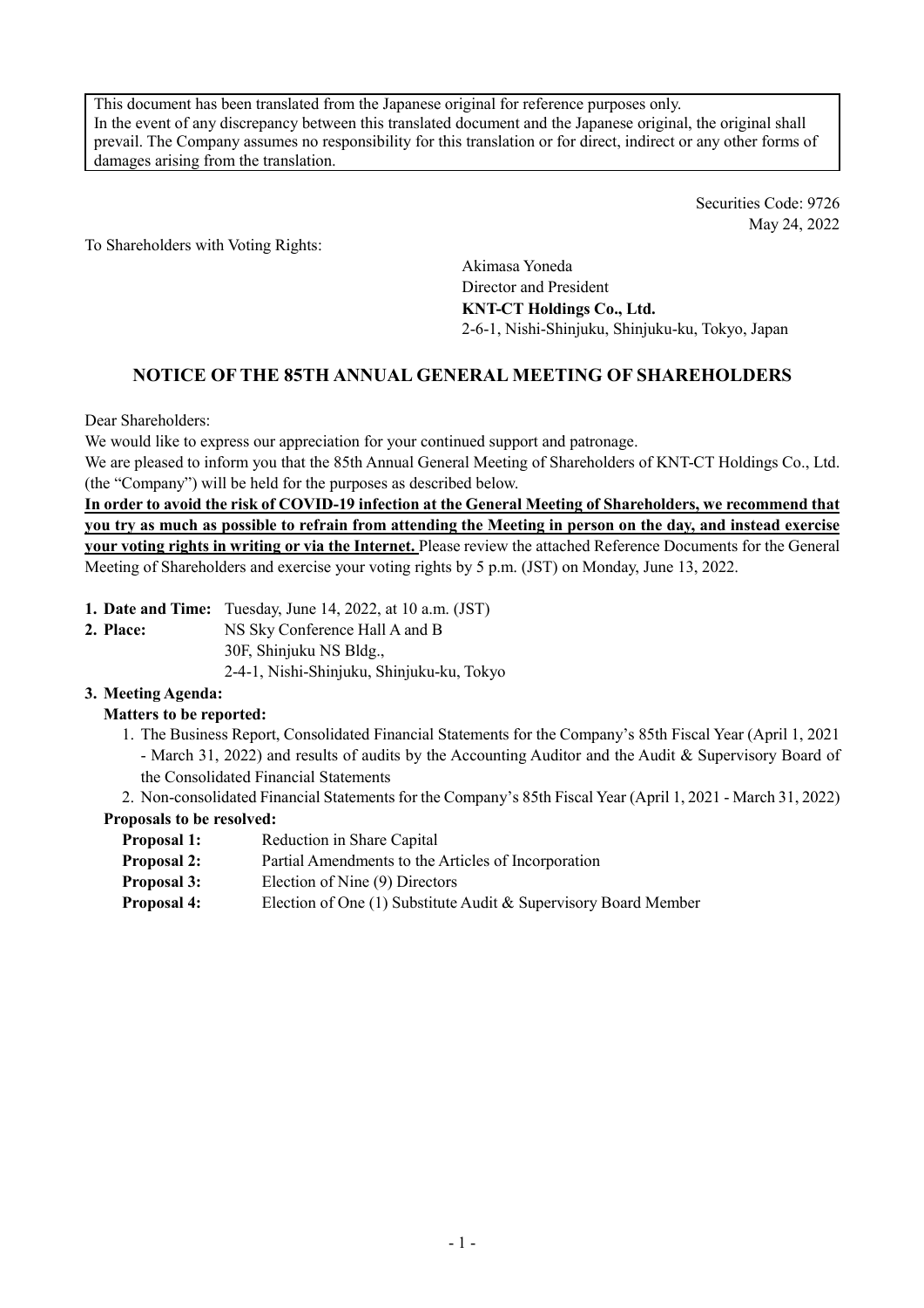This document has been translated from the Japanese original for reference purposes only.
In the event of any discrepancy between this translated document and the Japanese original, the original shall prevail. The Company assumes no responsibility for this translation or for direct, indirect or any other forms of damages arising from the translation.

Securities Code: 9726
May 24, 2022

To Shareholders with Voting Rights:

Akimasa Yoneda
Director and President
**KNT-CT Holdings Co., Ltd.**
2-6-1, Nishi-Shinjuku, Shinjuku-ku, Tokyo, Japan

# NOTICE OF THE 85TH ANNUAL GENERAL MEETING OF SHAREHOLDERS

Dear Shareholders:

We would like to express our appreciation for your continued support and patronage.

We are pleased to inform you that the 85th Annual General Meeting of Shareholders of KNT-CT Holdings Co., Ltd. (the "Company") will be held for the purposes as described below.

**In order to avoid the risk of COVID-19 infection at the General Meeting of Shareholders, we recommend that you try as much as possible to refrain from attending the Meeting in person on the day, and instead exercise your voting rights in writing or via the Internet.** Please review the attached Reference Documents for the General Meeting of Shareholders and exercise your voting rights by 5 p.m. (JST) on Monday, June 13, 2022.

**1. Date and Time:** Tuesday, June 14, 2022, at 10 a.m. (JST)

**2. Place:** NS Sky Conference Hall A and B
30F, Shinjuku NS Bldg.,
2-4-1, Nishi-Shinjuku, Shinjuku-ku, Tokyo

**3. Meeting Agenda:**

**Matters to be reported:**

1. The Business Report, Consolidated Financial Statements for the Company's 85th Fiscal Year (April 1, 2021 - March 31, 2022) and results of audits by the Accounting Auditor and the Audit & Supervisory Board of the Consolidated Financial Statements
2. Non-consolidated Financial Statements for the Company's 85th Fiscal Year (April 1, 2021 - March 31, 2022)

**Proposals to be resolved:**

**Proposal 1:** Reduction in Share Capital

**Proposal 2:** Partial Amendments to the Articles of Incorporation

**Proposal 3:** Election of Nine (9) Directors

**Proposal 4:** Election of One (1) Substitute Audit & Supervisory Board Member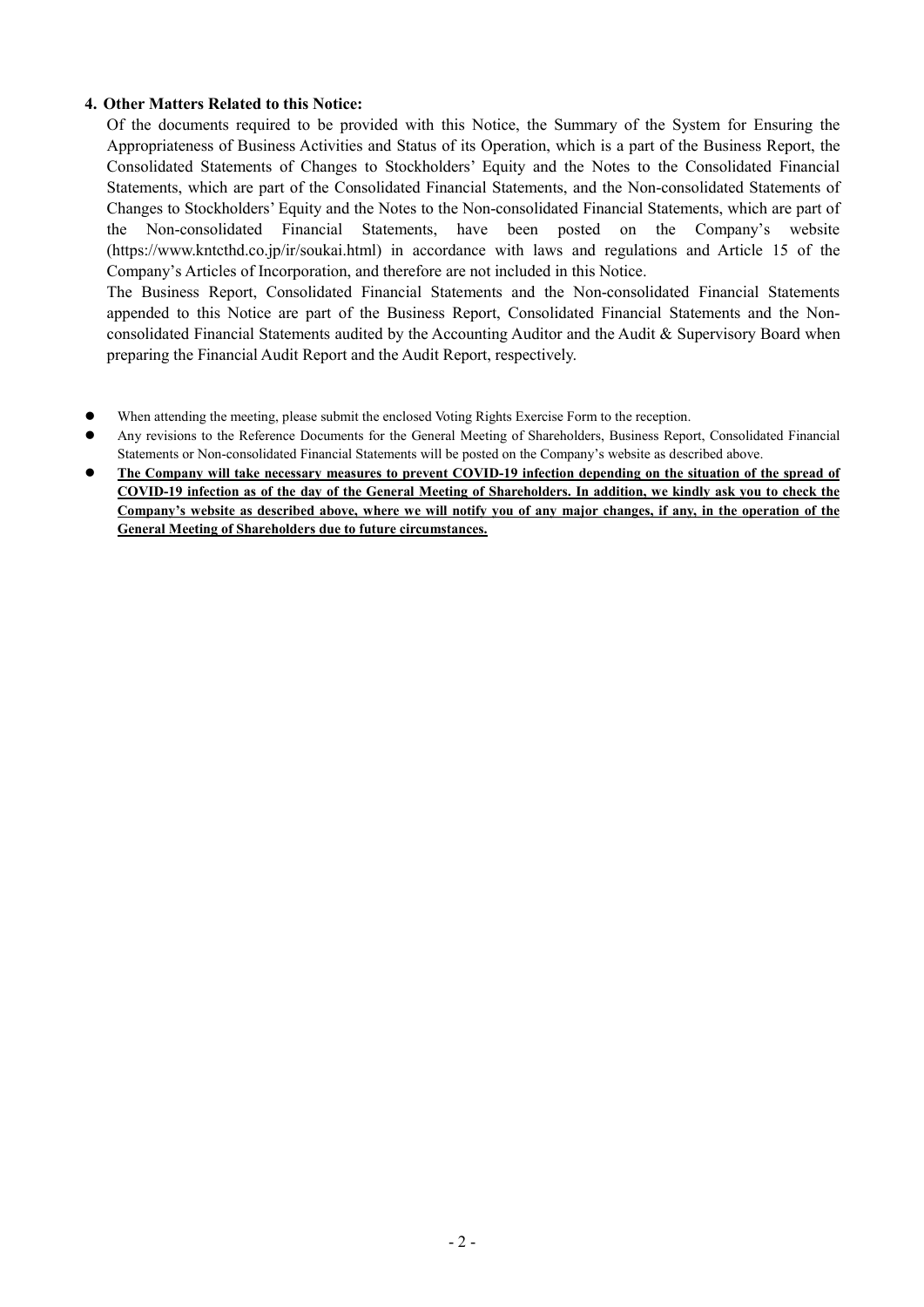**4. Other Matters Related to this Notice:**

Of the documents required to be provided with this Notice, the Summary of the System for Ensuring the Appropriateness of Business Activities and Status of its Operation, which is a part of the Business Report, the Consolidated Statements of Changes to Stockholders' Equity and the Notes to the Consolidated Financial Statements, which are part of the Consolidated Financial Statements, and the Non-consolidated Statements of Changes to Stockholders' Equity and the Notes to the Non-consolidated Financial Statements, which are part of the Non-consolidated Financial Statements, have been posted on the Company's website (https://www.knctchd.co.jp/ir/soukai.html) in accordance with laws and regulations and Article 15 of the Company's Articles of Incorporation, and therefore are not included in this Notice.

The Business Report, Consolidated Financial Statements and the Non-consolidated Financial Statements appended to this Notice are part of the Business Report, Consolidated Financial Statements and the Non-consolidated Financial Statements audited by the Accounting Auditor and the Audit & Supervisory Board when preparing the Financial Audit Report and the Audit Report, respectively.

- When attending the meeting, please submit the enclosed Voting Rights Exercise Form to the reception.
- Any revisions to the Reference Documents for the General Meeting of Shareholders, Business Report, Consolidated Financial Statements or Non-consolidated Financial Statements will be posted on the Company's website as described above.
- **The Company will take necessary measures to prevent COVID-19 infection depending on the situation of the spread of COVID-19 infection as of the day of the General Meeting of Shareholders. In addition, we kindly ask you to check the Company's website as described above, where we will notify you of any major changes, if any, in the operation of the General Meeting of Shareholders due to future circumstances.**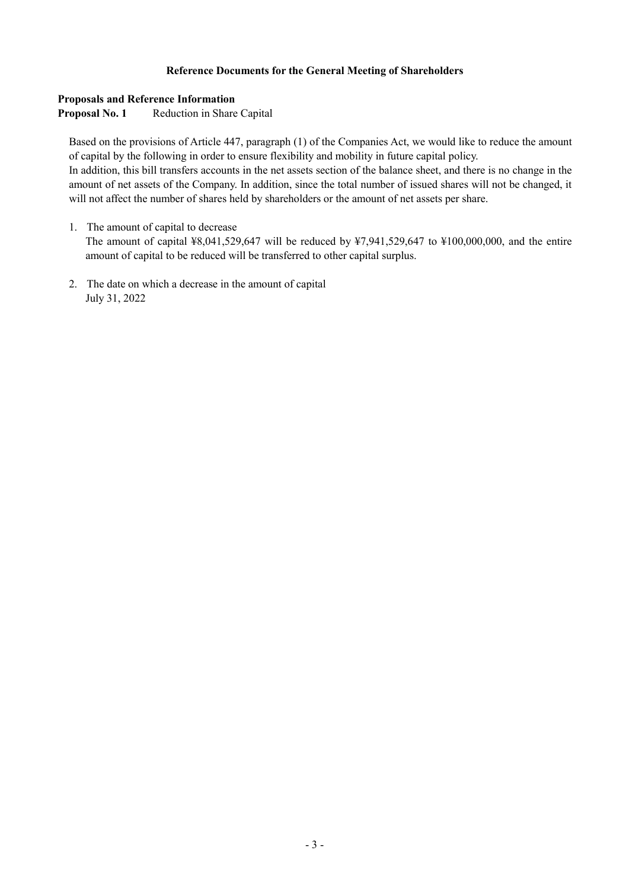## Reference Documents for the General Meeting of Shareholders

**Proposals and Reference Information**

**Proposal No. 1** Reduction in Share Capital

Based on the provisions of Article 447, paragraph (1) of the Companies Act, we would like to reduce the amount of capital by the following in order to ensure flexibility and mobility in future capital policy.
In addition, this bill transfers accounts in the net assets section of the balance sheet, and there is no change in the amount of net assets of the Company. In addition, since the total number of issued shares will not be changed, it will not affect the number of shares held by shareholders or the amount of net assets per share.

1. The amount of capital to decrease
   The amount of capital ¥8,041,529,647 will be reduced by ¥7,941,529,647 to ¥100,000,000, and the entire amount of capital to be reduced will be transferred to other capital surplus.

2. The date on which a decrease in the amount of capital
   July 31, 2022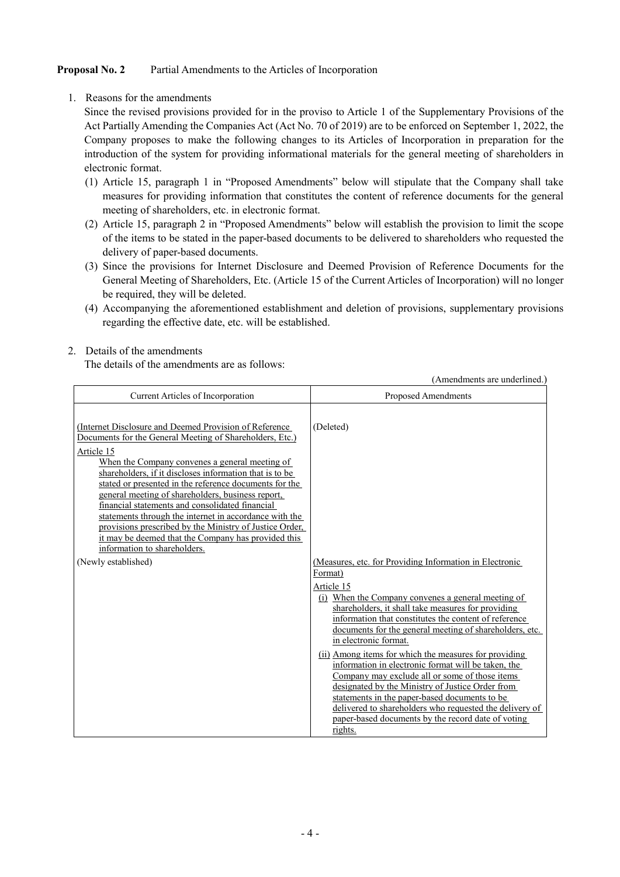**Proposal No. 2** Partial Amendments to the Articles of Incorporation

1. Reasons for the amendments

   Since the revised provisions provided for in the proviso to Article 1 of the Supplementary Provisions of the Act Partially Amending the Companies Act (Act No. 70 of 2019) are to be enforced on September 1, 2022, the Company proposes to make the following changes to its Articles of Incorporation in preparation for the introduction of the system for providing informational materials for the general meeting of shareholders in electronic format.

   (1) Article 15, paragraph 1 in "Proposed Amendments" below will stipulate that the Company shall take measures for providing information that constitutes the content of reference documents for the general meeting of shareholders, etc. in electronic format.

   (2) Article 15, paragraph 2 in "Proposed Amendments" below will establish the provision to limit the scope of the items to be stated in the paper-based documents to be delivered to shareholders who requested the delivery of paper-based documents.

   (3) Since the provisions for Internet Disclosure and Deemed Provision of Reference Documents for the General Meeting of Shareholders, Etc. (Article 15 of the Current Articles of Incorporation) will no longer be required, they will be deleted.

   (4) Accompanying the aforementioned establishment and deletion of provisions, supplementary provisions regarding the effective date, etc. will be established.

2. Details of the amendments

   The details of the amendments are as follows:

(Amendments are underlined.)

| Current Articles of Incorporation | Proposed Amendments |
|---|---|
| (Internet Disclosure and Deemed Provision of Reference Documents for the General Meeting of Shareholders, Etc.)<br>Article 15<br>When the Company convenes a general meeting of shareholders, if it discloses information that is to be stated or presented in the reference documents for the general meeting of shareholders, business report, financial statements and consolidated financial statements through the internet in accordance with the provisions prescribed by the Ministry of Justice Order, it may be deemed that the Company has provided this information to shareholders. | (Deleted) |
| (Newly established) | (Measures, etc. for Providing Information in Electronic Format)<br>Article 15<br>(i) When the Company convenes a general meeting of shareholders, it shall take measures for providing information that constitutes the content of reference documents for the general meeting of shareholders, etc. in electronic format.<br>(ii) Among items for which the measures for providing information in electronic format will be taken, the Company may exclude all or some of those items designated by the Ministry of Justice Order from statements in the paper-based documents to be delivered to shareholders who requested the delivery of paper-based documents by the record date of voting rights. |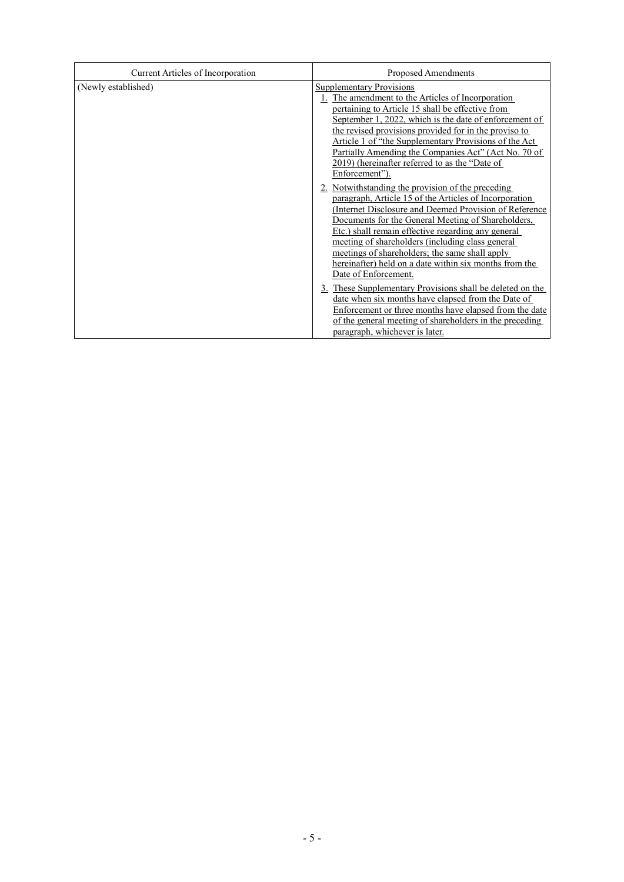| Current Articles of Incorporation | Proposed Amendments |
| --- | --- |
| (Newly established) | Supplementary Provisions<br>1. The amendment to the Articles of Incorporation pertaining to Article 15 shall be effective from September 1, 2022, which is the date of enforcement of the revised provisions provided for in the proviso to Article 1 of "the Supplementary Provisions of the Act Partially Amending the Companies Act" (Act No. 70 of 2019) (hereinafter referred to as the "Date of Enforcement").<br>2. Notwithstanding the provision of the preceding paragraph, Article 15 of the Articles of Incorporation (Internet Disclosure and Deemed Provision of Reference Documents for the General Meeting of Shareholders, Etc.) shall remain effective regarding any general meeting of shareholders (including class general meetings of shareholders; the same shall apply hereinafter) held on a date within six months from the Date of Enforcement.<br>3. These Supplementary Provisions shall be deleted on the date when six months have elapsed from the Date of Enforcement or three months have elapsed from the date of the general meeting of shareholders in the preceding paragraph, whichever is later. |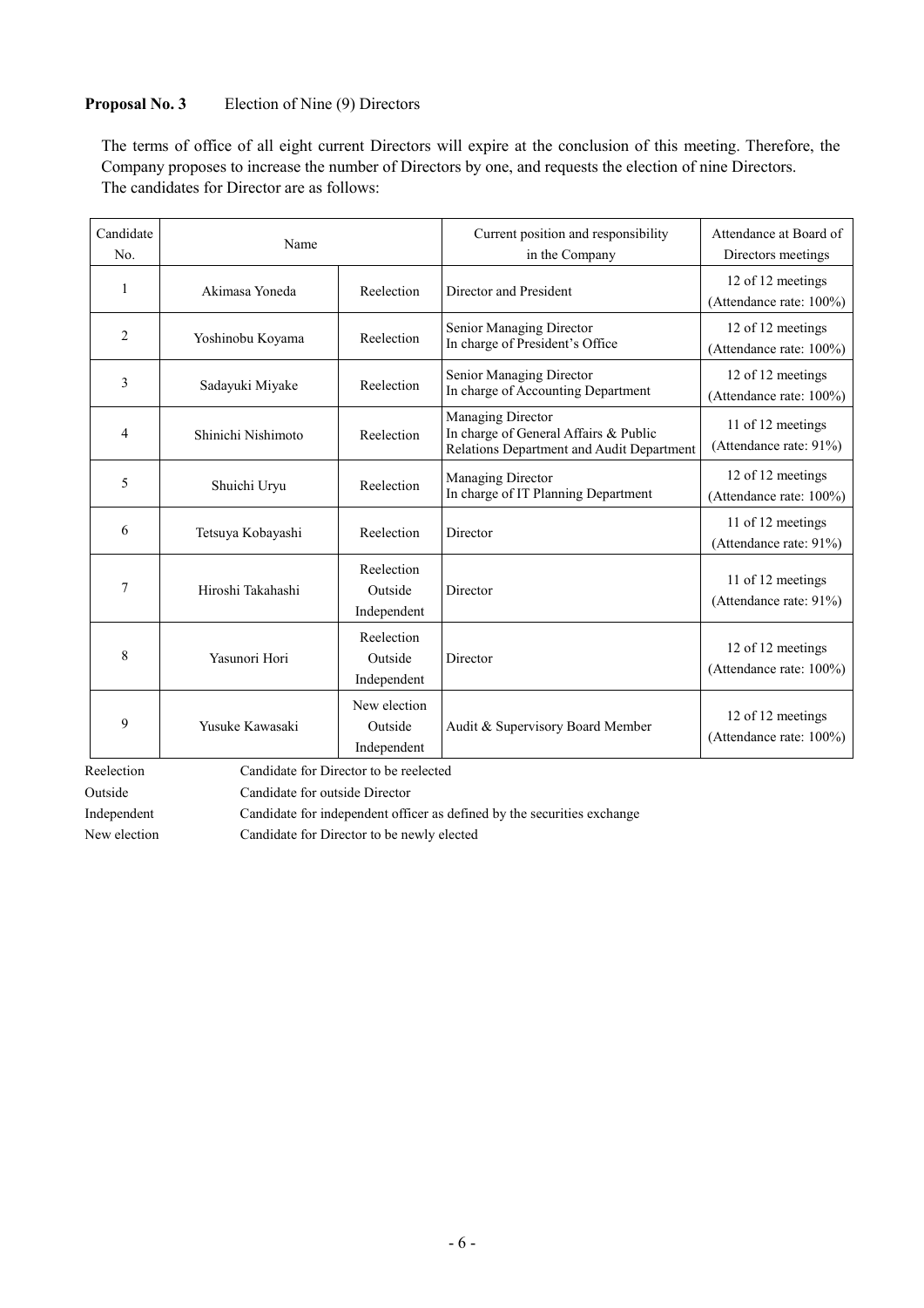**Proposal No. 3** Election of Nine (9) Directors

The terms of office of all eight current Directors will expire at the conclusion of this meeting. Therefore, the Company proposes to increase the number of Directors by one, and requests the election of nine Directors.
The candidates for Director are as follows:

| Candidate No. | Name | | Current position and responsibility in the Company | Attendance at Board of Directors meetings |
|---|---|---|---|---|
| 1 | Akimasa Yoneda | Reelection | Director and President | 12 of 12 meetings (Attendance rate: 100%) |
| 2 | Yoshinobu Koyama | Reelection | Senior Managing Director<br>In charge of President's Office | 12 of 12 meetings (Attendance rate: 100%) |
| 3 | Sadayuki Miyake | Reelection | Senior Managing Director<br>In charge of Accounting Department | 12 of 12 meetings (Attendance rate: 100%) |
| 4 | Shinichi Nishimoto | Reelection | Managing Director<br>In charge of General Affairs & Public Relations Department and Audit Department | 11 of 12 meetings (Attendance rate: 91%) |
| 5 | Shuichi Uryu | Reelection | Managing Director<br>In charge of IT Planning Department | 12 of 12 meetings (Attendance rate: 100%) |
| 6 | Tetsuya Kobayashi | Reelection | Director | 11 of 12 meetings (Attendance rate: 91%) |
| 7 | Hiroshi Takahashi | Reelection<br>Outside<br>Independent | Director | 11 of 12 meetings (Attendance rate: 91%) |
| 8 | Yasunori Hori | Reelection<br>Outside<br>Independent | Director | 12 of 12 meetings (Attendance rate: 100%) |
| 9 | Yusuke Kawasaki | New election<br>Outside<br>Independent | Audit & Supervisory Board Member | 12 of 12 meetings (Attendance rate: 100%) |

Reelection Candidate for Director to be reelected

Outside Candidate for outside Director

Independent Candidate for independent officer as defined by the securities exchange

New election Candidate for Director to be newly elected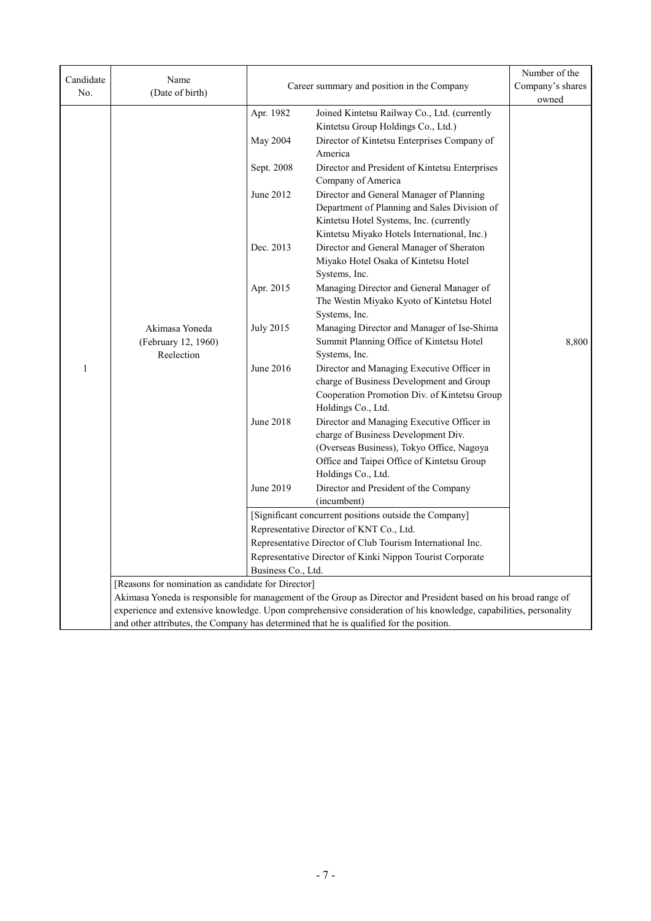| Candidate No. | Name (Date of birth) | Career summary and position in the Company | | Number of the Company's shares owned |
|---|---|---|---|---|
| 1 | Akimasa Yoneda (February 12, 1960) Reelection | Apr. 1982 | Joined Kintetsu Railway Co., Ltd. (currently Kintetsu Group Holdings Co., Ltd.) | 8,800 |
| | | May 2004 | Director of Kintetsu Enterprises Company of America | |
| | | Sept. 2008 | Director and President of Kintetsu Enterprises Company of America | |
| | | June 2012 | Director and General Manager of Planning Department of Planning and Sales Division of Kintetsu Hotel Systems, Inc. (currently Kintetsu Miyako Hotels International, Inc.) | |
| | | Dec. 2013 | Director and General Manager of Sheraton Miyako Hotel Osaka of Kintetsu Hotel Systems, Inc. | |
| | | Apr. 2015 | Managing Director and General Manager of The Westin Miyako Kyoto of Kintetsu Hotel Systems, Inc. | |
| | | July 2015 | Managing Director and Manager of Ise-Shima Summit Planning Office of Kintetsu Hotel Systems, Inc. | |
| | | June 2016 | Director and Managing Executive Officer in charge of Business Development and Group Cooperation Promotion Div. of Kintetsu Group Holdings Co., Ltd. | |
| | | June 2018 | Director and Managing Executive Officer in charge of Business Development Div. (Overseas Business), Tokyo Office, Nagoya Office and Taipei Office of Kintetsu Group Holdings Co., Ltd. | |
| | | June 2019 | Director and President of the Company (incumbent) | |
| | | [Significant concurrent positions outside the Company] Representative Director of KNT Co., Ltd. Representative Director of Club Tourism International Inc. Representative Director of Kinki Nippon Tourist Corporate Business Co., Ltd. | | |
| | [Reasons for nomination as candidate for Director] Akimasa Yoneda is responsible for management of the Group as Director and President based on his broad range of experience and extensive knowledge. Upon comprehensive consideration of his knowledge, capabilities, personality and other attributes, the Company has determined that he is qualified for the position. | | | |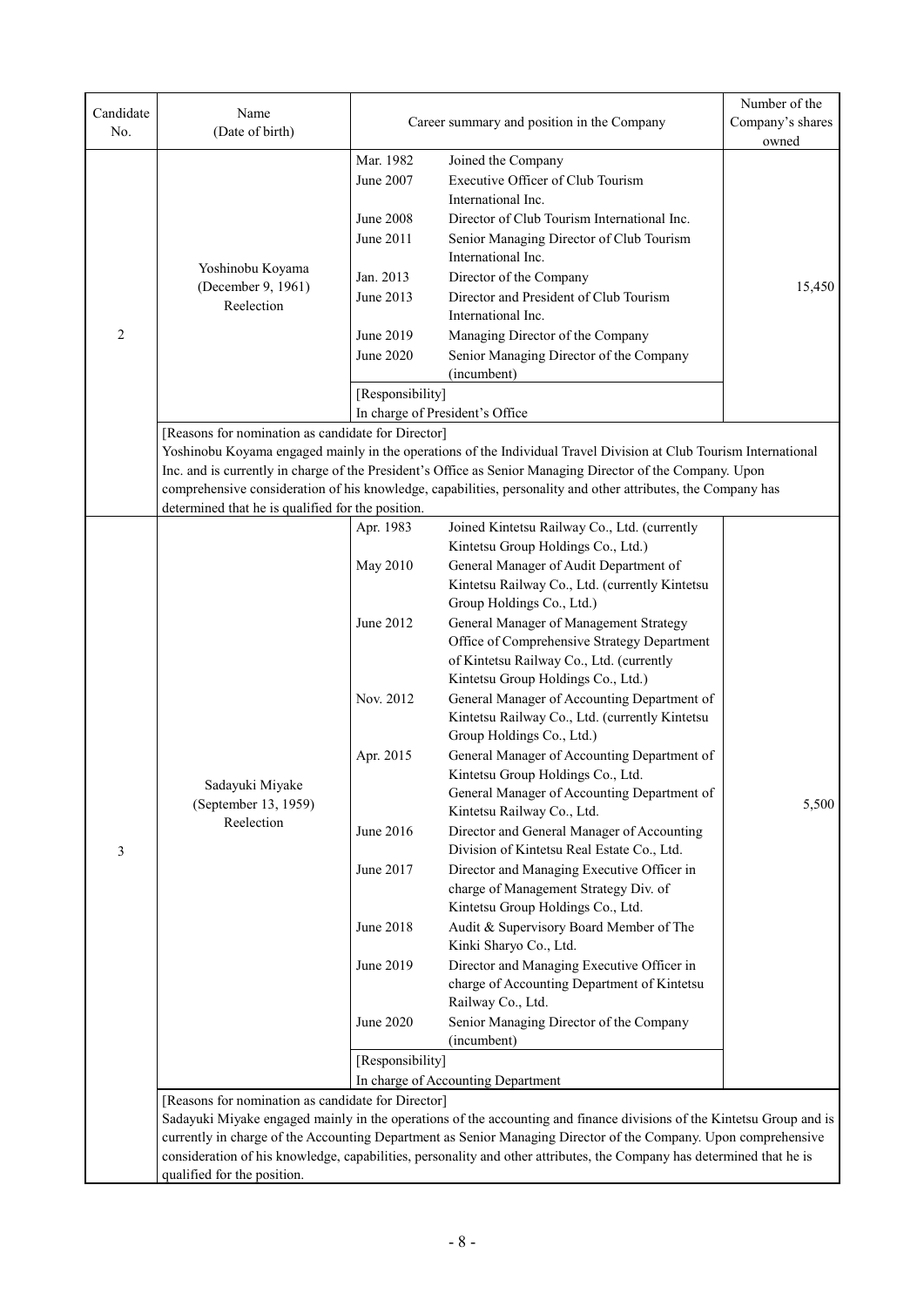| Candidate No. | Name (Date of birth) | Career summary and position in the Company | | Number of the Company's shares owned |
|---|---|---|---|---|
| 2 | Yoshinobu Koyama (December 9, 1961) Reelection | Mar. 1982 | Joined the Company | 15,450 |
| | | June 2007 | Executive Officer of Club Tourism International Inc. | |
| | | June 2008 | Director of Club Tourism International Inc. | |
| | | June 2011 | Senior Managing Director of Club Tourism International Inc. | |
| | | Jan. 2013 | Director of the Company | |
| | | June 2013 | Director and President of Club Tourism International Inc. | |
| | | June 2019 | Managing Director of the Company | |
| | | June 2020 | Senior Managing Director of the Company (incumbent) | |
| | | [Responsibility] In charge of President's Office | | |
| | [Reasons for nomination as candidate for Director] Yoshinobu Koyama engaged mainly in the operations of the Individual Travel Division at Club Tourism International Inc. and is currently in charge of the President's Office as Senior Managing Director of the Company. Upon comprehensive consideration of his knowledge, capabilities, personality and other attributes, the Company has determined that he is qualified for the position. | | | |
| 3 | Sadayuki Miyake (September 13, 1959) Reelection | Apr. 1983 | Joined Kintetsu Railway Co., Ltd. (currently Kintetsu Group Holdings Co., Ltd.) | 5,500 |
| | | May 2010 | General Manager of Audit Department of Kintetsu Railway Co., Ltd. (currently Kintetsu Group Holdings Co., Ltd.) | |
| | | June 2012 | General Manager of Management Strategy Office of Comprehensive Strategy Department of Kintetsu Railway Co., Ltd. (currently Kintetsu Group Holdings Co., Ltd.) | |
| | | Nov. 2012 | General Manager of Accounting Department of Kintetsu Railway Co., Ltd. (currently Kintetsu Group Holdings Co., Ltd.) | |
| | | Apr. 2015 | General Manager of Accounting Department of Kintetsu Group Holdings Co., Ltd. General Manager of Accounting Department of Kintetsu Railway Co., Ltd. | |
| | | June 2016 | Director and General Manager of Accounting Division of Kintetsu Real Estate Co., Ltd. | |
| | | June 2017 | Director and Managing Executive Officer in charge of Management Strategy Div. of Kintetsu Group Holdings Co., Ltd. | |
| | | June 2018 | Audit & Supervisory Board Member of The Kinki Sharyo Co., Ltd. | |
| | | June 2019 | Director and Managing Executive Officer in charge of Accounting Department of Kintetsu Railway Co., Ltd. | |
| | | June 2020 | Senior Managing Director of the Company (incumbent) | |
| | | [Responsibility] In charge of Accounting Department | | |
| | [Reasons for nomination as candidate for Director] Sadayuki Miyake engaged mainly in the operations of the accounting and finance divisions of the Kintetsu Group and is currently in charge of the Accounting Department as Senior Managing Director of the Company. Upon comprehensive consideration of his knowledge, capabilities, personality and other attributes, the Company has determined that he is qualified for the position. | | | |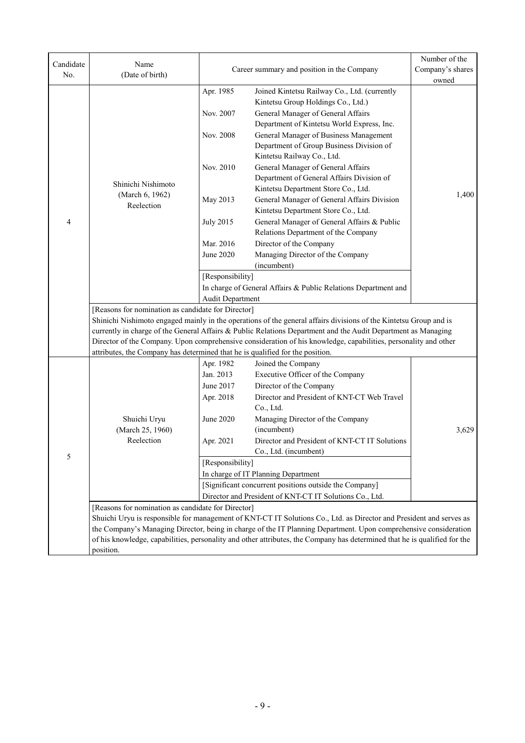| Candidate No. | Name (Date of birth) | Career summary and position in the Company | Number of the Company's shares owned |
|---|---|---|---|
| 4 | Shinichi Nishimoto (March 6, 1962) Reelection | Apr. 1985 Joined Kintetsu Railway Co., Ltd. (currently Kintetsu Group Holdings Co., Ltd.)<br>Nov. 2007 General Manager of General Affairs Department of Kintetsu World Express, Inc.<br>Nov. 2008 General Manager of Business Management Department of Group Business Division of Kintetsu Railway Co., Ltd.<br>Nov. 2010 General Manager of General Affairs Department of General Affairs Division of Kintetsu Department Store Co., Ltd.<br>May 2013 General Manager of General Affairs Division Kintetsu Department Store Co., Ltd.<br>July 2015 General Manager of General Affairs & Public Relations Department of the Company<br>Mar. 2016 Director of the Company<br>June 2020 Managing Director of the Company (incumbent)<br>[Responsibility]<br>In charge of General Affairs & Public Relations Department and Audit Department | 1,400 |
| | [Reasons for nomination as candidate for Director]<br>Shinichi Nishimoto engaged mainly in the operations of the general affairs divisions of the Kintetsu Group and is currently in charge of the General Affairs & Public Relations Department and the Audit Department as Managing Director of the Company. Upon comprehensive consideration of his knowledge, capabilities, personality and other attributes, the Company has determined that he is qualified for the position. | | |
| 5 | Shuichi Uryu (March 25, 1960) Reelection | Apr. 1982 Joined the Company<br>Jan. 2013 Executive Officer of the Company<br>June 2017 Director of the Company<br>Apr. 2018 Director and President of KNT-CT Web Travel Co., Ltd.<br>June 2020 Managing Director of the Company (incumbent)<br>Apr. 2021 Director and President of KNT-CT IT Solutions Co., Ltd. (incumbent)<br>[Responsibility]<br>In charge of IT Planning Department<br>[Significant concurrent positions outside the Company]<br>Director and President of KNT-CT IT Solutions Co., Ltd. | 3,629 |
| | [Reasons for nomination as candidate for Director]<br>Shuichi Uryu is responsible for management of KNT-CT IT Solutions Co., Ltd. as Director and President and serves as the Company's Managing Director, being in charge of the IT Planning Department. Upon comprehensive consideration of his knowledge, capabilities, personality and other attributes, the Company has determined that he is qualified for the position. | | |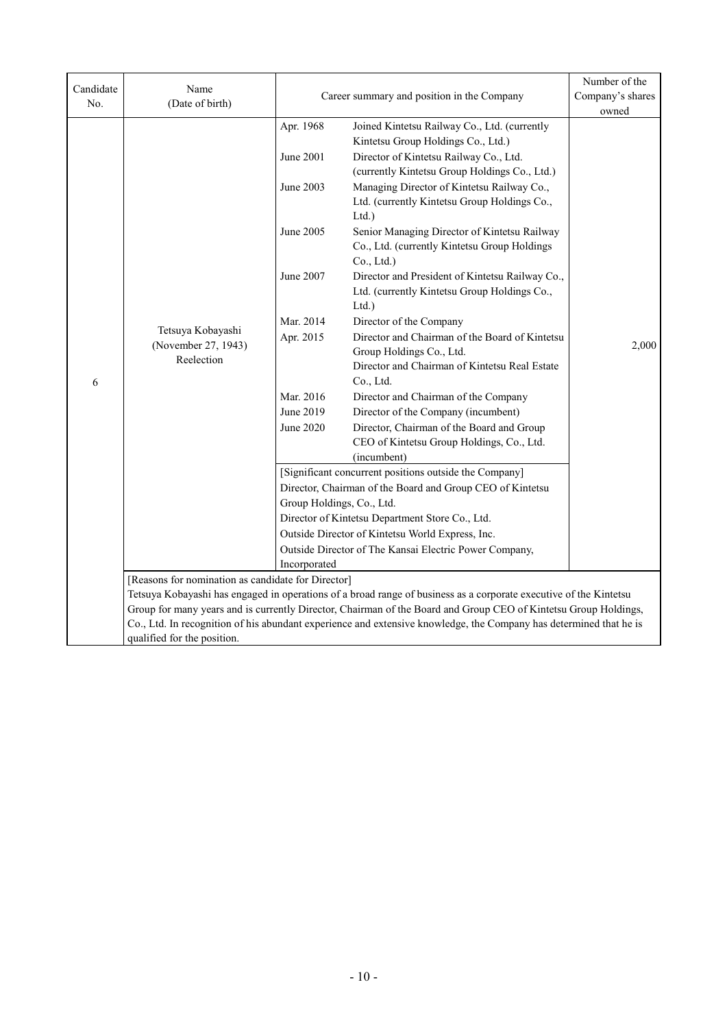| Candidate No. | Name (Date of birth) | Career summary and position in the Company | | Number of the Company's shares owned |
|---|---|---|---|---|
| 6 | Tetsuya Kobayashi (November 27, 1943) Reelection | Apr. 1968 | Joined Kintetsu Railway Co., Ltd. (currently Kintetsu Group Holdings Co., Ltd.) | 2,000 |
| | | June 2001 | Director of Kintetsu Railway Co., Ltd. (currently Kintetsu Group Holdings Co., Ltd.) | |
| | | June 2003 | Managing Director of Kintetsu Railway Co., Ltd. (currently Kintetsu Group Holdings Co., Ltd.) | |
| | | June 2005 | Senior Managing Director of Kintetsu Railway Co., Ltd. (currently Kintetsu Group Holdings Co., Ltd.) | |
| | | June 2007 | Director and President of Kintetsu Railway Co., Ltd. (currently Kintetsu Group Holdings Co., Ltd.) | |
| | | Mar. 2014 | Director of the Company | |
| | | Apr. 2015 | Director and Chairman of the Board of Kintetsu Group Holdings Co., Ltd. Director and Chairman of Kintetsu Real Estate Co., Ltd. | |
| | | Mar. 2016 | Director and Chairman of the Company | |
| | | June 2019 | Director of the Company (incumbent) | |
| | | June 2020 | Director, Chairman of the Board and Group CEO of Kintetsu Group Holdings, Co., Ltd. (incumbent) | |
| | | [Significant concurrent positions outside the Company] Director, Chairman of the Board and Group CEO of Kintetsu Group Holdings, Co., Ltd. Director of Kintetsu Department Store Co., Ltd. Outside Director of Kintetsu World Express, Inc. Outside Director of The Kansai Electric Power Company, Incorporated | | |
| | [Reasons for nomination as candidate for Director] Tetsuya Kobayashi has engaged in operations of a broad range of business as a corporate executive of the Kintetsu Group for many years and is currently Director, Chairman of the Board and Group CEO of Kintetsu Group Holdings, Co., Ltd. In recognition of his abundant experience and extensive knowledge, the Company has determined that he is qualified for the position. | | | |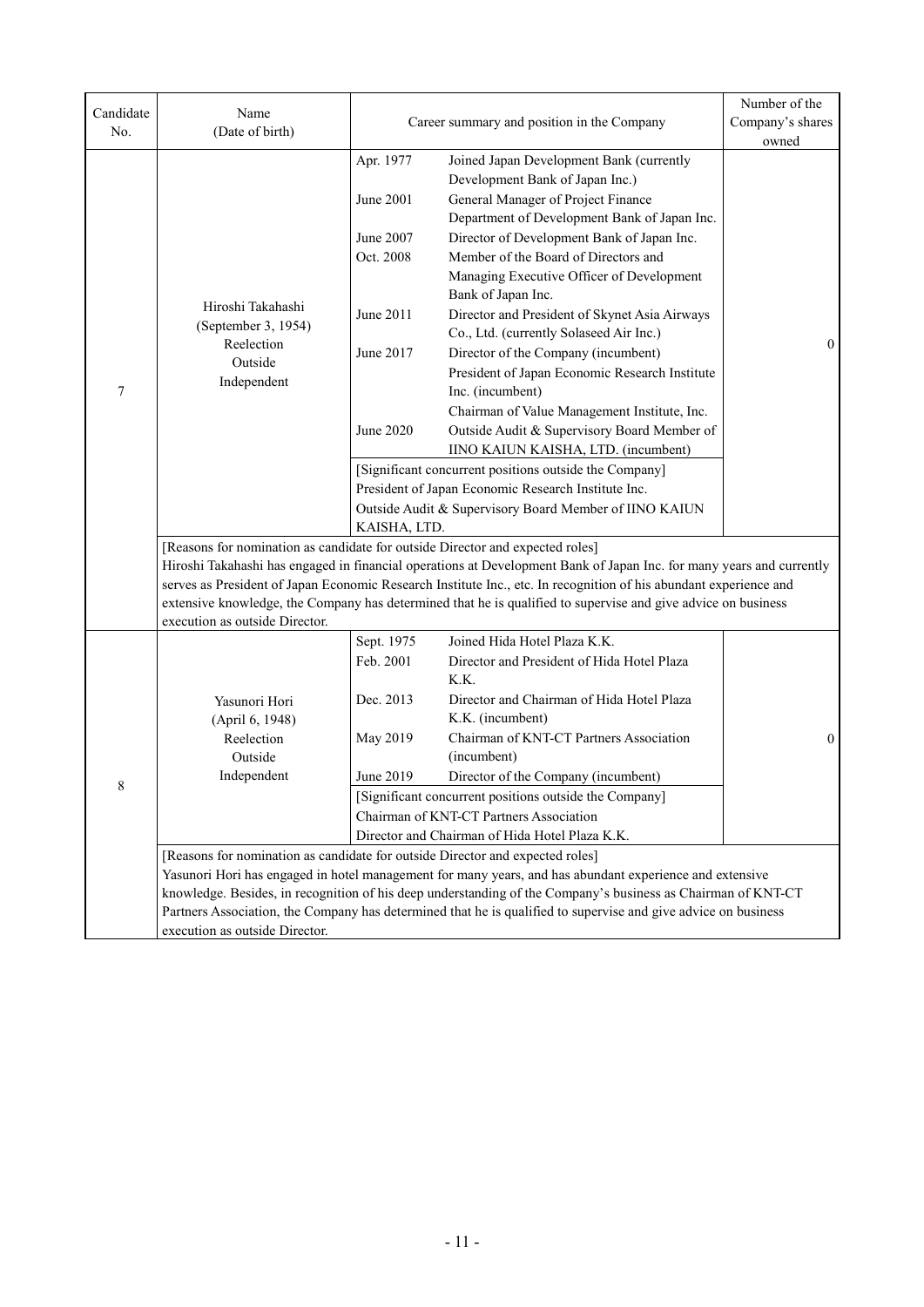| Candidate No. | Name (Date of birth) | Career summary and position in the Company | | Number of the Company's shares owned |
|---|---|---|---|---|
| 7 | Hiroshi Takahashi (September 3, 1954) Reelection Outside Independent | Apr. 1977 | Joined Japan Development Bank (currently Development Bank of Japan Inc.) | 0 |
| | | June 2001 | General Manager of Project Finance Department of Development Bank of Japan Inc. | |
| | | June 2007 | Director of Development Bank of Japan Inc. | |
| | | Oct. 2008 | Member of the Board of Directors and Managing Executive Officer of Development Bank of Japan Inc. | |
| | | June 2011 | Director and President of Skynet Asia Airways Co., Ltd. (currently Solaseed Air Inc.) | |
| | | June 2017 | Director of the Company (incumbent) President of Japan Economic Research Institute Inc. (incumbent) Chairman of Value Management Institute, Inc. | |
| | | June 2020 | Outside Audit & Supervisory Board Member of IINO KAIUN KAISHA, LTD. (incumbent) | |
| | | [Significant concurrent positions outside the Company] President of Japan Economic Research Institute Inc. Outside Audit & Supervisory Board Member of IINO KAIUN KAISHA, LTD. | | |
| | [Reasons for nomination as candidate for outside Director and expected roles] Hiroshi Takahashi has engaged in financial operations at Development Bank of Japan Inc. for many years and currently serves as President of Japan Economic Research Institute Inc., etc. In recognition of his abundant experience and extensive knowledge, the Company has determined that he is qualified to supervise and give advice on business execution as outside Director. | | | |
| 8 | Yasunori Hori (April 6, 1948) Reelection Outside Independent | Sept. 1975 | Joined Hida Hotel Plaza K.K. | 0 |
| | | Feb. 2001 | Director and President of Hida Hotel Plaza K.K. | |
| | | Dec. 2013 | Director and Chairman of Hida Hotel Plaza K.K. (incumbent) | |
| | | May 2019 | Chairman of KNT-CT Partners Association (incumbent) | |
| | | June 2019 | Director of the Company (incumbent) | |
| | | [Significant concurrent positions outside the Company] Chairman of KNT-CT Partners Association Director and Chairman of Hida Hotel Plaza K.K. | | |
| | [Reasons for nomination as candidate for outside Director and expected roles] Yasunori Hori has engaged in hotel management for many years, and has abundant experience and extensive knowledge. Besides, in recognition of his deep understanding of the Company's business as Chairman of KNT-CT Partners Association, the Company has determined that he is qualified to supervise and give advice on business execution as outside Director. | | | |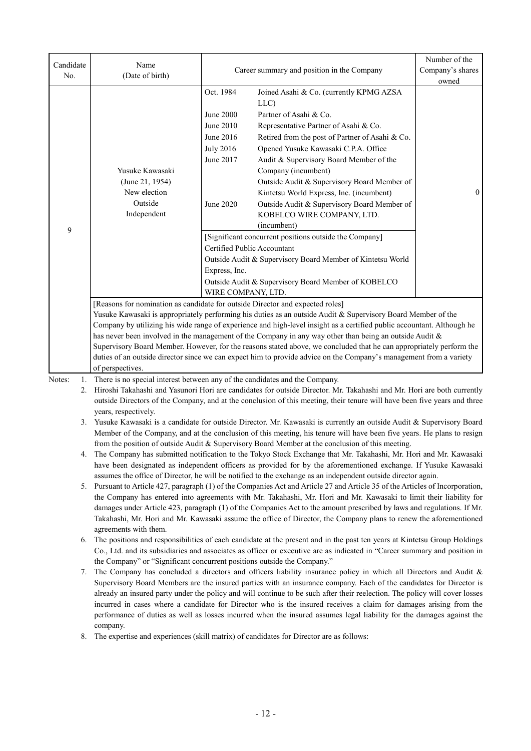| Candidate No. | Name (Date of birth) | Career summary and position in the Company | | Number of the Company's shares owned |
|---|---|---|---|---|
| 9 | Yusuke Kawasaki (June 21, 1954) New election Outside Independent | Oct. 1984 | Joined Asahi & Co. (currently KPMG AZSA LLC) | 0 |
| | | June 2000 | Partner of Asahi & Co. | |
| | | June 2010 | Representative Partner of Asahi & Co. | |
| | | June 2016 | Retired from the post of Partner of Asahi & Co. | |
| | | July 2016 | Opened Yusuke Kawasaki C.P.A. Office | |
| | | June 2017 | Audit & Supervisory Board Member of the Company (incumbent) Outside Audit & Supervisory Board Member of Kintetsu World Express, Inc. (incumbent) | |
| | | June 2020 | Outside Audit & Supervisory Board Member of KOBELCO WIRE COMPANY, LTD. (incumbent) | |
| | | [Significant concurrent positions outside the Company] Certified Public Accountant Outside Audit & Supervisory Board Member of Kintetsu World Express, Inc. Outside Audit & Supervisory Board Member of KOBELCO WIRE COMPANY, LTD. | | |
| | [Reasons for nomination as candidate for outside Director and expected roles] Yusuke Kawasaki is appropriately performing his duties as an outside Audit & Supervisory Board Member of the Company by utilizing his wide range of experience and high-level insight as a certified public accountant. Although he has never been involved in the management of the Company in any way other than being an outside Audit & Supervisory Board Member. However, for the reasons stated above, we concluded that he can appropriately perform the duties of an outside director since we can expect him to provide advice on the Company's management from a variety of perspectives. | | | |

Notes:

1. There is no special interest between any of the candidates and the Company.
2. Hiroshi Takahashi and Yasunori Hori are candidates for outside Director. Mr. Takahashi and Mr. Hori are both currently outside Directors of the Company, and at the conclusion of this meeting, their tenure will have been five years and three years, respectively.
3. Yusuke Kawasaki is a candidate for outside Director. Mr. Kawasaki is currently an outside Audit & Supervisory Board Member of the Company, and at the conclusion of this meeting, his tenure will have been five years. He plans to resign from the position of outside Audit & Supervisory Board Member at the conclusion of this meeting.
4. The Company has submitted notification to the Tokyo Stock Exchange that Mr. Takahashi, Mr. Hori and Mr. Kawasaki have been designated as independent officers as provided for by the aforementioned exchange. If Yusuke Kawasaki assumes the office of Director, he will be notified to the exchange as an independent outside director again.
5. Pursuant to Article 427, paragraph (1) of the Companies Act and Article 27 and Article 35 of the Articles of Incorporation, the Company has entered into agreements with Mr. Takahashi, Mr. Hori and Mr. Kawasaki to limit their liability for damages under Article 423, paragraph (1) of the Companies Act to the amount prescribed by laws and regulations. If Mr. Takahashi, Mr. Hori and Mr. Kawasaki assume the office of Director, the Company plans to renew the aforementioned agreements with them.
6. The positions and responsibilities of each candidate at the present and in the past ten years at Kintetsu Group Holdings Co., Ltd. and its subsidiaries and associates as officer or executive are as indicated in "Career summary and position in the Company" or "Significant concurrent positions outside the Company."
7. The Company has concluded a directors and officers liability insurance policy in which all Directors and Audit & Supervisory Board Members are the insured parties with an insurance company. Each of the candidates for Director is already an insured party under the policy and will continue to be such after their reelection. The policy will cover losses incurred in cases where a candidate for Director who is the insured receives a claim for damages arising from the performance of duties as well as losses incurred when the insured assumes legal liability for the damages against the company.
8. The expertise and experiences (skill matrix) of candidates for Director are as follows: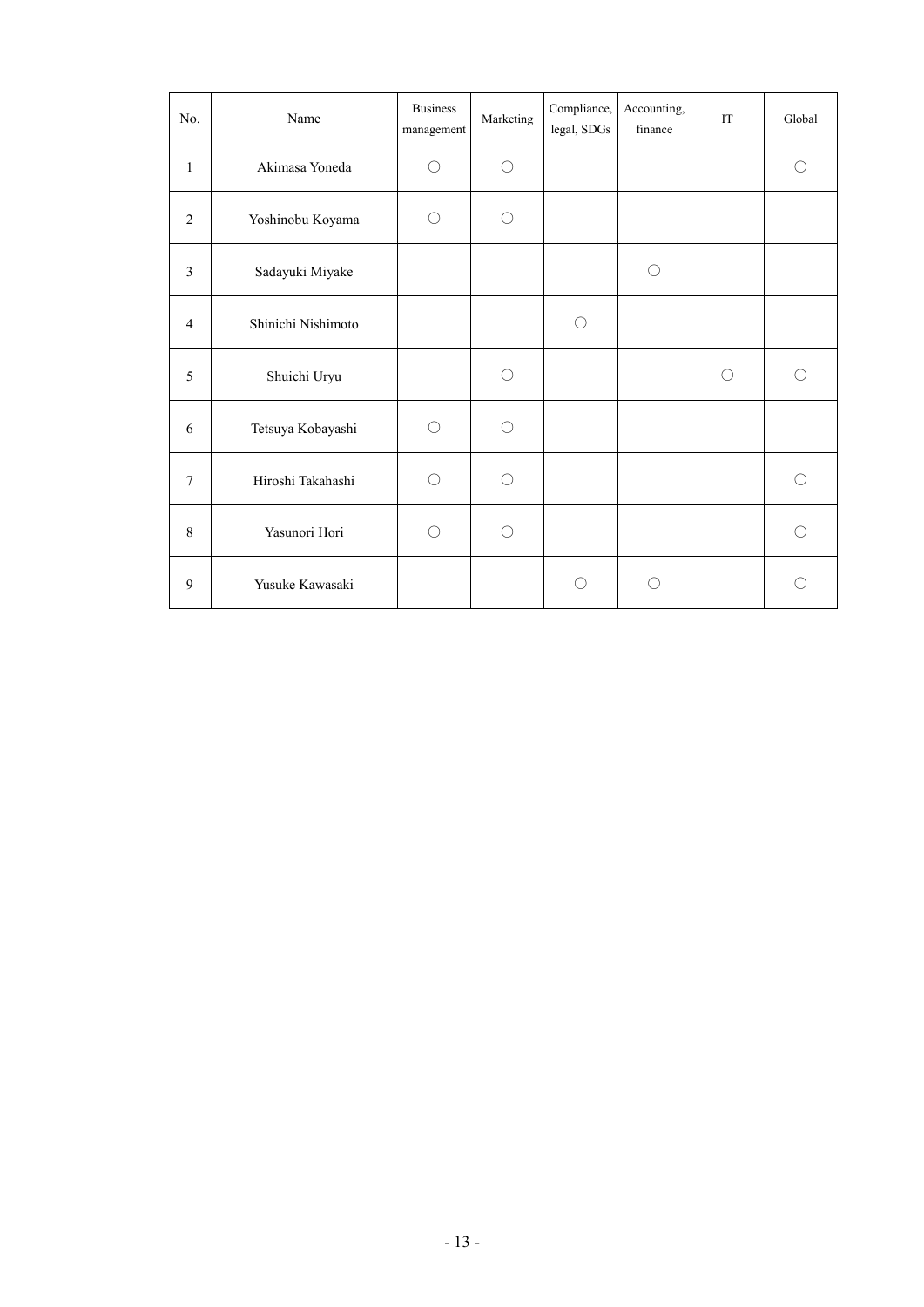| No. | Name | Business management | Marketing | Compliance, legal, SDGs | Accounting, finance | IT | Global |
|---|---|---|---|---|---|---|---|
| 1 | Akimasa Yoneda | ○ | ○ | | | | ○ |
| 2 | Yoshinobu Koyama | ○ | ○ | | | | |
| 3 | Sadayuki Miyake | | | | ○ | | |
| 4 | Shinichi Nishimoto | | | ○ | | | |
| 5 | Shuichi Uryu | | ○ | | | ○ | ○ |
| 6 | Tetsuya Kobayashi | ○ | ○ | | | | |
| 7 | Hiroshi Takahashi | ○ | ○ | | | | ○ |
| 8 | Yasunori Hori | ○ | ○ | | | | ○ |
| 9 | Yusuke Kawasaki | | | ○ | ○ | | ○ |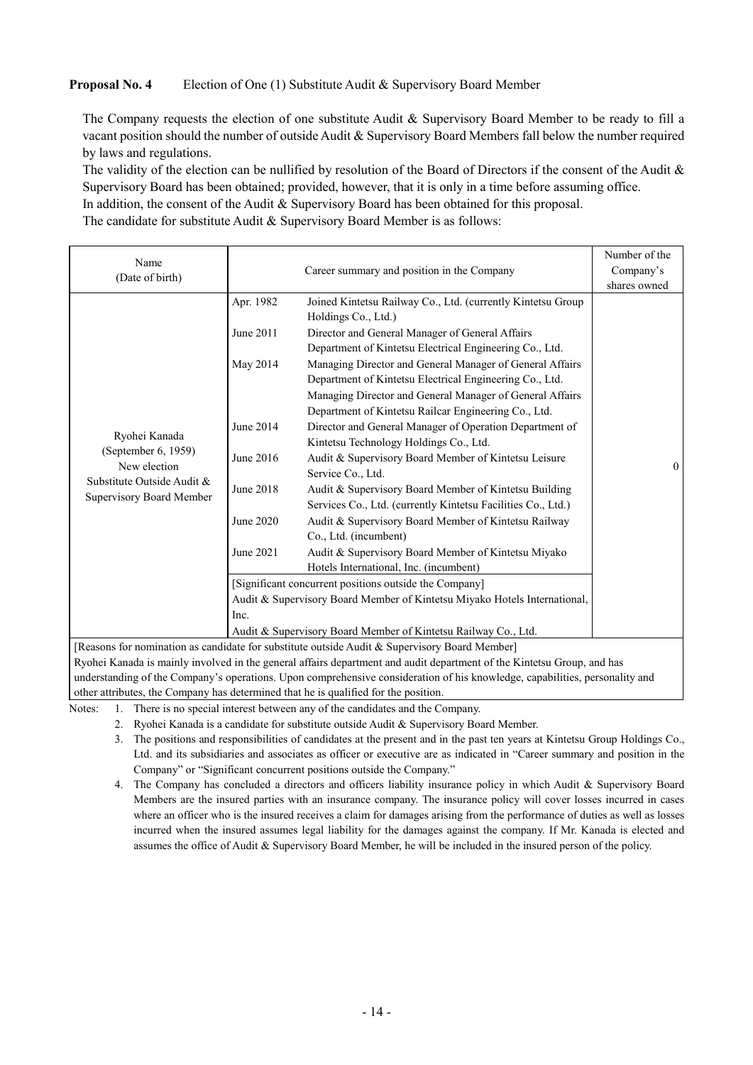**Proposal No. 4** Election of One (1) Substitute Audit & Supervisory Board Member

The Company requests the election of one substitute Audit & Supervisory Board Member to be ready to fill a vacant position should the number of outside Audit & Supervisory Board Members fall below the number required by laws and regulations.

The validity of the election can be nullified by resolution of the Board of Directors if the consent of the Audit & Supervisory Board has been obtained; provided, however, that it is only in a time before assuming office.

In addition, the consent of the Audit & Supervisory Board has been obtained for this proposal.

The candidate for substitute Audit & Supervisory Board Member is as follows:

| Name (Date of birth) | Career summary and position in the Company | | Number of the Company's shares owned |
|---|---|---|---|
| Ryohei Kanada (September 6, 1959) New election Substitute Outside Audit & Supervisory Board Member | Apr. 1982 | Joined Kintetsu Railway Co., Ltd. (currently Kintetsu Group Holdings Co., Ltd.) | 0 |
| | June 2011 | Director and General Manager of General Affairs Department of Kintetsu Electrical Engineering Co., Ltd. | |
| | May 2014 | Managing Director and General Manager of General Affairs Department of Kintetsu Electrical Engineering Co., Ltd. Managing Director and General Manager of General Affairs Department of Kintetsu Railcar Engineering Co., Ltd. | |
| | June 2014 | Director and General Manager of Operation Department of Kintetsu Technology Holdings Co., Ltd. | |
| | June 2016 | Audit & Supervisory Board Member of Kintetsu Leisure Service Co., Ltd. | |
| | June 2018 | Audit & Supervisory Board Member of Kintetsu Building Services Co., Ltd. (currently Kintetsu Facilities Co., Ltd.) | |
| | June 2020 | Audit & Supervisory Board Member of Kintetsu Railway Co., Ltd. (incumbent) | |
| | June 2021 | Audit & Supervisory Board Member of Kintetsu Miyako Hotels International, Inc. (incumbent) | |
| | [Significant concurrent positions outside the Company] Audit & Supervisory Board Member of Kintetsu Miyako Hotels International, Inc. Audit & Supervisory Board Member of Kintetsu Railway Co., Ltd. | | |

[Reasons for nomination as candidate for substitute outside Audit & Supervisory Board Member]
Ryohei Kanada is mainly involved in the general affairs department and audit department of the Kintetsu Group, and has understanding of the Company's operations. Upon comprehensive consideration of his knowledge, capabilities, personality and other attributes, the Company has determined that he is qualified for the position.

Notes:
1. There is no special interest between any of the candidates and the Company.
2. Ryohei Kanada is a candidate for substitute outside Audit & Supervisory Board Member.
3. The positions and responsibilities of candidates at the present and in the past ten years at Kintetsu Group Holdings Co., Ltd. and its subsidiaries and associates as officer or executive are as indicated in "Career summary and position in the Company" or "Significant concurrent positions outside the Company."
4. The Company has concluded a directors and officers liability insurance policy in which Audit & Supervisory Board Members are the insured parties with an insurance company. The insurance policy will cover losses incurred in cases where an officer who is the insured receives a claim for damages arising from the performance of duties as well as losses incurred when the insured assumes legal liability for the damages against the company. If Mr. Kanada is elected and assumes the office of Audit & Supervisory Board Member, he will be included in the insured person of the policy.